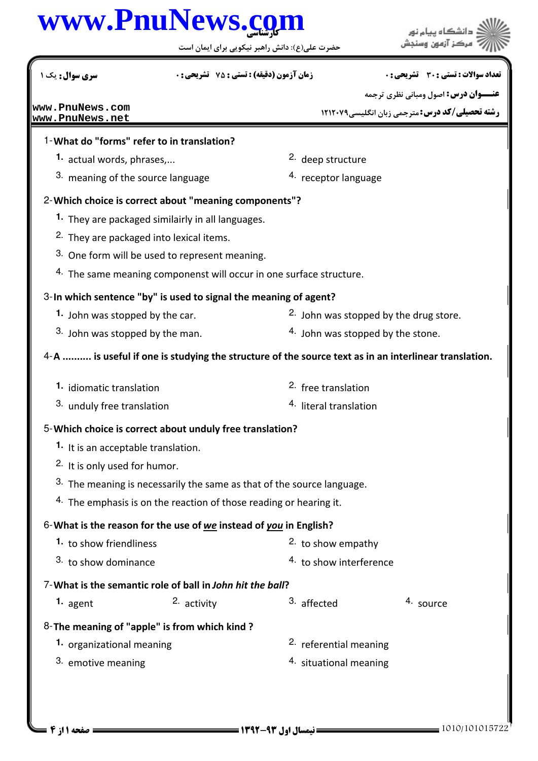کارشناسی

حضرت علی(ع): دانش راهبر نیکویی برای ایمان است

دانشگاه پیام نور
مرکز آزمون وسنجش

**سری سوال:** یک ۱

**زمان آزمون (دقیقه) : تستی :** ۷۵ **تشریحی :** ۰

**تعداد سوالات : تستی :** ۳۰ **تشریحی :** ۰

**عنـــوان درس:** اصول ومبانی نظری ترجمه

**رشته تحصیلی/کد درس:** مترجمی زبان انگلیسی۱۲۱۲۰۷۹

1-**What do "forms" refer to in translation?**

1. actual words, phrases,...
2. deep structure
3. meaning of the source language
4. receptor language

2-**Which choice is correct about "meaning components"?**

1. They are packaged similairly in all languages.
2. They are packaged into lexical items.
3. One form will be used to represent meaning.
4. The same meaning componenst will occur in one surface structure.

3-**In which sentence "by" is used to signal the meaning of agent?**

1. John was stopped by the car.
2. John was stopped by the drug store.
3. John was stopped by the man.
4. John was stopped by the stone.

4-**A .......... is useful if one is studying the structure of the source text as in an interlinear translation.**

1. idiomatic translation
2. free translation
3. unduly free translation
4. literal translation

5-**Which choice is correct about unduly free translation?**

1. It is an acceptable translation.
2. It is only used for humor.
3. The meaning is necessarily the same as that of the source language.
4. The emphasis is on the reaction of those reading or hearing it.

6-**What is the reason for the use of *we* instead of *you* in English?**

1. to show friendliness
2. to show empathy
3. to show dominance
4. to show interference

7-**What is the semantic role of ball in *John hit the ball*?**

1. agent
2. activity
3. affected
4. source

8-**The meaning of "apple" is from which kind ?**

1. organizational meaning
2. referential meaning
3. emotive meaning
4. situational meaning

نیمسال اول ۹۳-۱۳۹۲

1010/101015722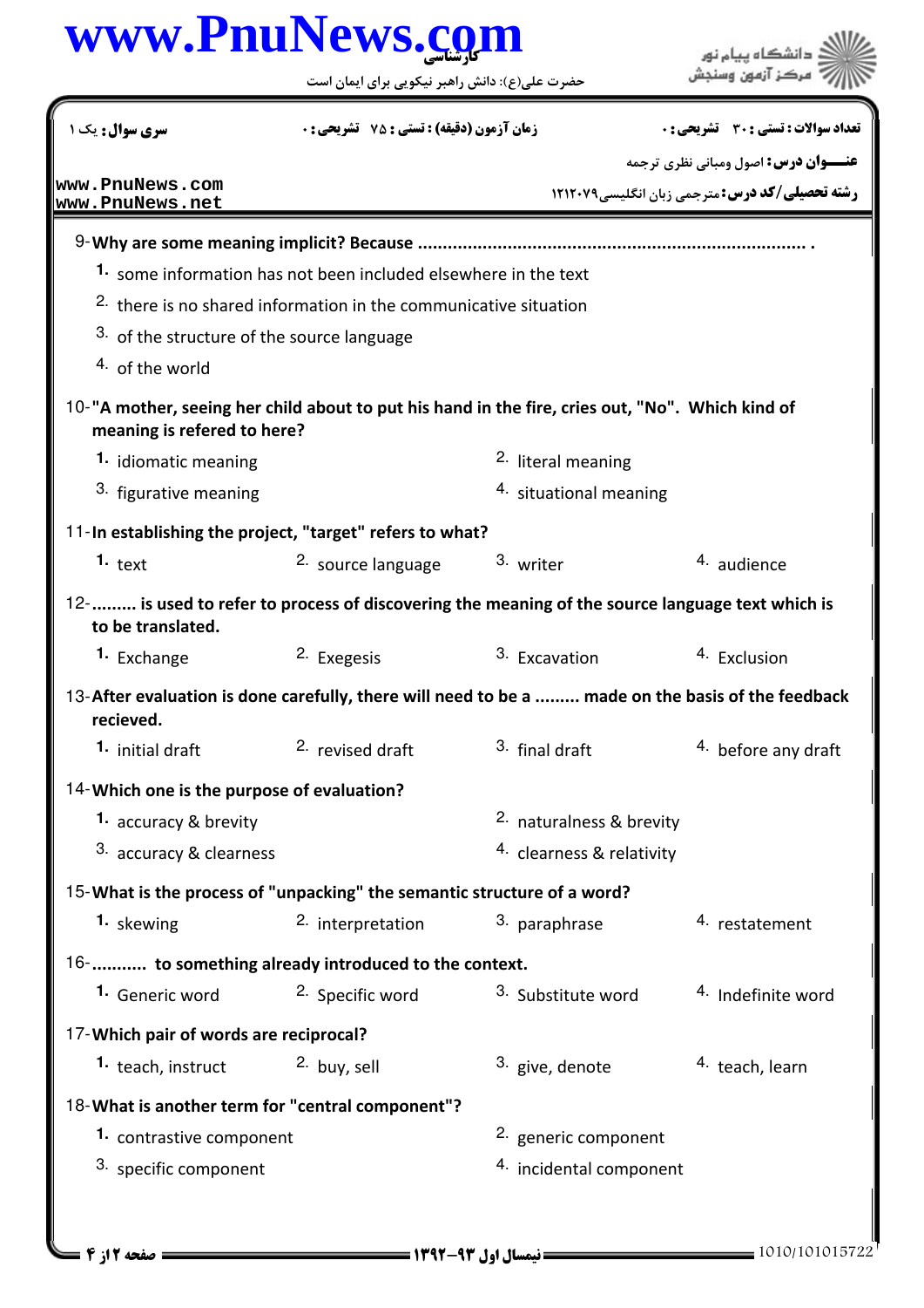9- **Why are some meaning implicit? Because .................................................................................... .**

1. some information has not been included elsewhere in the text
2. there is no shared information in the communicative situation
3. of the structure of the source language
4. of the world

10- **"A mother, seeing her child about to put his hand in the fire, cries out, "No". Which kind of meaning is refered to here?**

1. idiomatic meaning
2. literal meaning
3. figurative meaning
4. situational meaning

11- **In establishing the project, "target" refers to what?**

1. text
2. source language
3. writer
4. audience

12- **......... is used to refer to process of discovering the meaning of the source language text which is to be translated.**

1. Exchange
2. Exegesis
3. Excavation
4. Exclusion

13- **After evaluation is done carefully, there will need to be a ......... made on the basis of the feedback recieved.**

1. initial draft
2. revised draft
3. final draft
4. before any draft

14- **Which one is the purpose of evaluation?**

1. accuracy & brevity
2. naturalness & brevity
3. accuracy & clearness
4. clearness & relativity

15- **What is the process of "unpacking" the semantic structure of a word?**

1. skewing
2. interpretation
3. paraphrase
4. restatement

16- **........... to something already introduced to the context.**

1. Generic word
2. Specific word
3. Substitute word
4. Indefinite word

17- **Which pair of words are reciprocal?**

1. teach, instruct
2. buy, sell
3. give, denote
4. teach, learn

18- **What is another term for "central component"?**

1. contrastive component
2. generic component
3. specific component
4. incidental component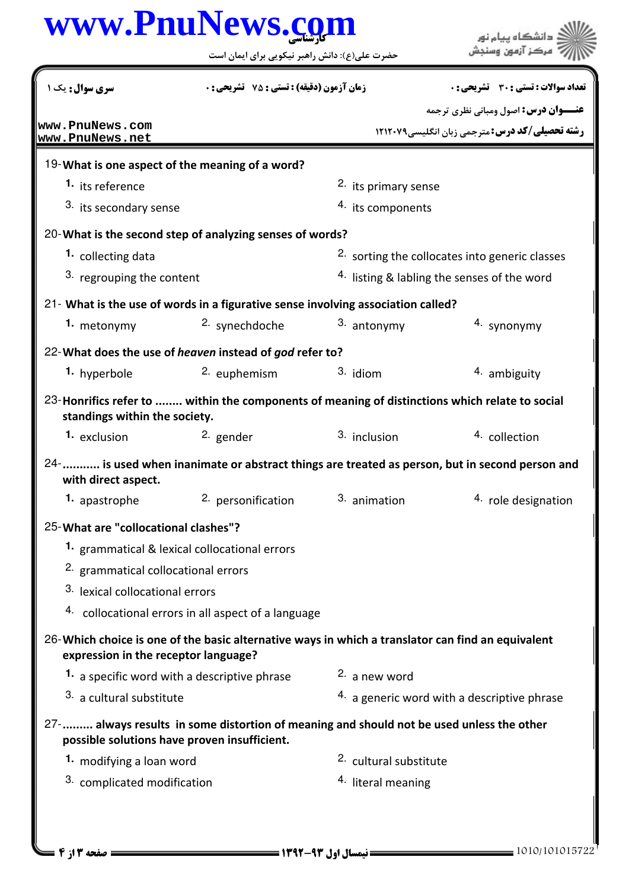19- **What is one aspect of the meaning of a word?**

1. its reference
2. its primary sense
3. its secondary sense
4. its components

20- **What is the second step of analyzing senses of words?**

1. collecting data
2. sorting the collocates into generic classes
3. regrouping the content
4. listing & labling the senses of the word

21- **What is the use of words in a figurative sense involving association called?**

1. metonymy
2. synechdoche
3. antonymy
4. synonymy

22- **What does the use of *heaven* instead of *god* refer to?**

1. hyperbole
2. euphemism
3. idiom
4. ambiguity

23- **Honrifics refer to ........ within the components of meaning of distinctions which relate to social standings within the society.**

1. exclusion
2. gender
3. inclusion
4. collection

24- **........... is used when inanimate or abstract things are treated as person, but in second person and with direct aspect.**

1. apastrophe
2. personification
3. animation
4. role designation

25- **What are "collocational clashes"?**

1. grammatical & lexical collocational errors
2. grammatical collocational errors
3. lexical collocational errors
4. collocational errors in all aspect of a language

26- **Which choice is one of the basic alternative ways in which a translator can find an equivalent expression in the receptor language?**

1. a specific word with a descriptive phrase
2. a new word
3. a cultural substitute
4. a generic word with a descriptive phrase

27- **......... always results in some distortion of meaning and should not be used unless the other possible solutions have proven insufficient.**

1. modifying a loan word
2. cultural substitute
3. complicated modification
4. literal meaning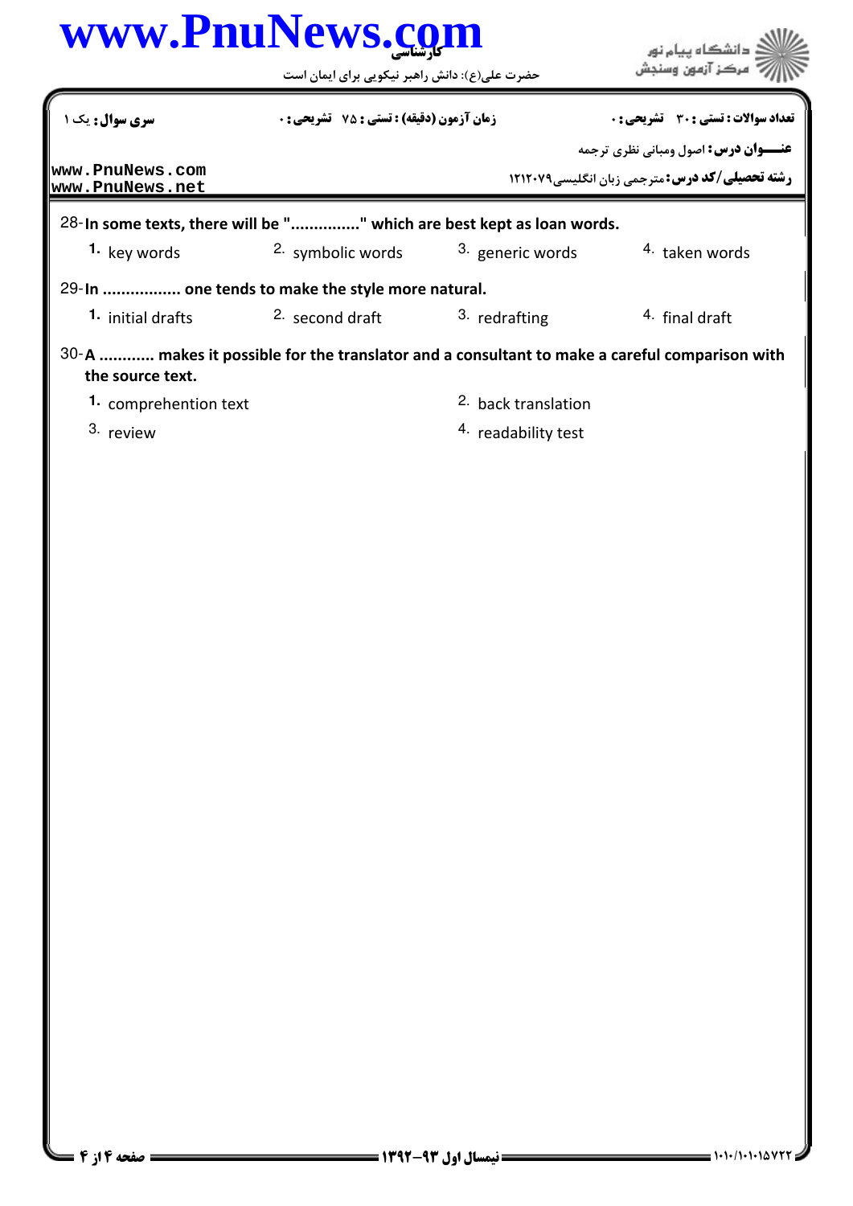28- **In some texts, there will be "..............." which are best kept as loan words.**

1. key words
2. symbolic words
3. generic words
4. taken words

29- **In ................. one tends to make the style more natural.**

1. initial drafts
2. second draft
3. redrafting
4. final draft

30- **A ............ makes it possible for the translator and a consultant to make a careful comparison with the source text.**

1. comprehention text
2. back translation
3. review
4. readability test